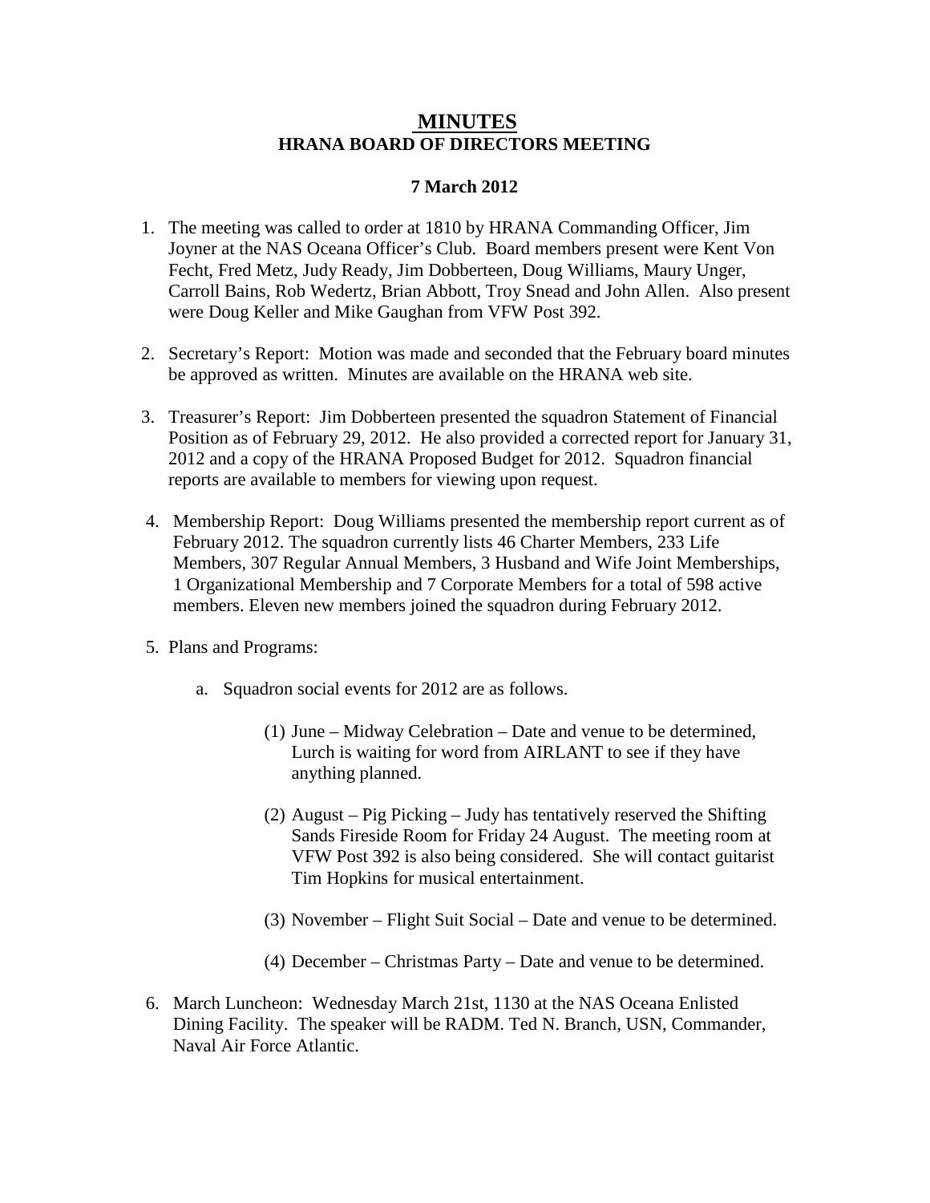# MINUTES
## HRANA BOARD OF DIRECTORS MEETING

**7 March 2012**

1. The meeting was called to order at 1810 by HRANA Commanding Officer, Jim Joyner at the NAS Oceana Officer's Club. Board members present were Kent Von Fecht, Fred Metz, Judy Ready, Jim Dobberteen, Doug Williams, Maury Unger, Carroll Bains, Rob Wedertz, Brian Abbott, Troy Snead and John Allen. Also present were Doug Keller and Mike Gaughan from VFW Post 392.

2. Secretary's Report: Motion was made and seconded that the February board minutes be approved as written. Minutes are available on the HRANA web site.

3. Treasurer's Report: Jim Dobberteen presented the squadron Statement of Financial Position as of February 29, 2012. He also provided a corrected report for January 31, 2012 and a copy of the HRANA Proposed Budget for 2012. Squadron financial reports are available to members for viewing upon request.

4. Membership Report: Doug Williams presented the membership report current as of February 2012. The squadron currently lists 46 Charter Members, 233 Life Members, 307 Regular Annual Members, 3 Husband and Wife Joint Memberships, 1 Organizational Membership and 7 Corporate Members for a total of 598 active members. Eleven new members joined the squadron during February 2012.

5. Plans and Programs:

   a. Squadron social events for 2012 are as follows.

      (1) June – Midway Celebration – Date and venue to be determined, Lurch is waiting for word from AIRLANT to see if they have anything planned.

      (2) August – Pig Picking – Judy has tentatively reserved the Shifting Sands Fireside Room for Friday 24 August. The meeting room at VFW Post 392 is also being considered. She will contact guitarist Tim Hopkins for musical entertainment.

      (3) November – Flight Suit Social – Date and venue to be determined.

      (4) December – Christmas Party – Date and venue to be determined.

6. March Luncheon: Wednesday March 21st, 1130 at the NAS Oceana Enlisted Dining Facility. The speaker will be RADM. Ted N. Branch, USN, Commander, Naval Air Force Atlantic.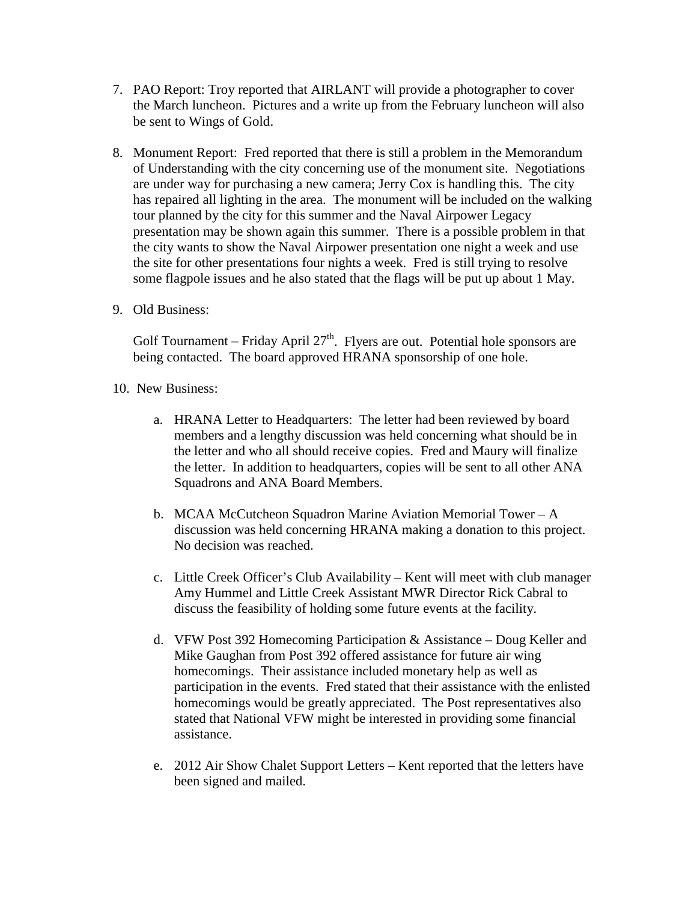7. PAO Report: Troy reported that AIRLANT will provide a photographer to cover the March luncheon. Pictures and a write up from the February luncheon will also be sent to Wings of Gold.

8. Monument Report: Fred reported that there is still a problem in the Memorandum of Understanding with the city concerning use of the monument site. Negotiations are under way for purchasing a new camera; Jerry Cox is handling this. The city has repaired all lighting in the area. The monument will be included on the walking tour planned by the city for this summer and the Naval Airpower Legacy presentation may be shown again this summer. There is a possible problem in that the city wants to show the Naval Airpower presentation one night a week and use the site for other presentations four nights a week. Fred is still trying to resolve some flagpole issues and he also stated that the flags will be put up about 1 May.

9. Old Business:

   Golf Tournament – Friday April 27th. Flyers are out. Potential hole sponsors are being contacted. The board approved HRANA sponsorship of one hole.

10. New Business:

    a. HRANA Letter to Headquarters: The letter had been reviewed by board members and a lengthy discussion was held concerning what should be in the letter and who all should receive copies. Fred and Maury will finalize the letter. In addition to headquarters, copies will be sent to all other ANA Squadrons and ANA Board Members.

    b. MCAA McCutcheon Squadron Marine Aviation Memorial Tower – A discussion was held concerning HRANA making a donation to this project. No decision was reached.

    c. Little Creek Officer's Club Availability – Kent will meet with club manager Amy Hummel and Little Creek Assistant MWR Director Rick Cabral to discuss the feasibility of holding some future events at the facility.

    d. VFW Post 392 Homecoming Participation & Assistance – Doug Keller and Mike Gaughan from Post 392 offered assistance for future air wing homecomings. Their assistance included monetary help as well as participation in the events. Fred stated that their assistance with the enlisted homecomings would be greatly appreciated. The Post representatives also stated that National VFW might be interested in providing some financial assistance.

    e. 2012 Air Show Chalet Support Letters – Kent reported that the letters have been signed and mailed.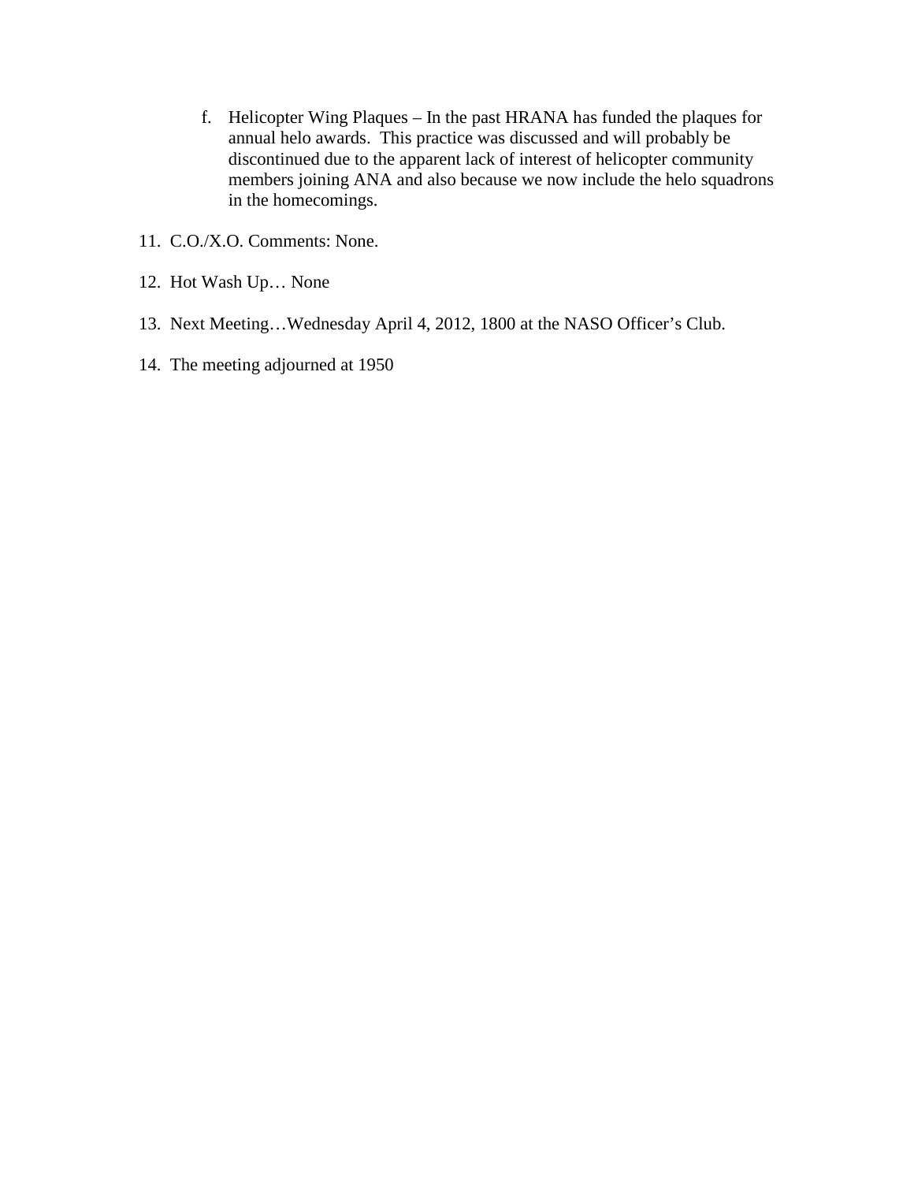f. Helicopter Wing Plaques – In the past HRANA has funded the plaques for annual helo awards. This practice was discussed and will probably be discontinued due to the apparent lack of interest of helicopter community members joining ANA and also because we now include the helo squadrons in the homecomings.

11. C.O./X.O. Comments: None.

12. Hot Wash Up… None

13. Next Meeting…Wednesday April 4, 2012, 1800 at the NASO Officer's Club.

14. The meeting adjourned at 1950